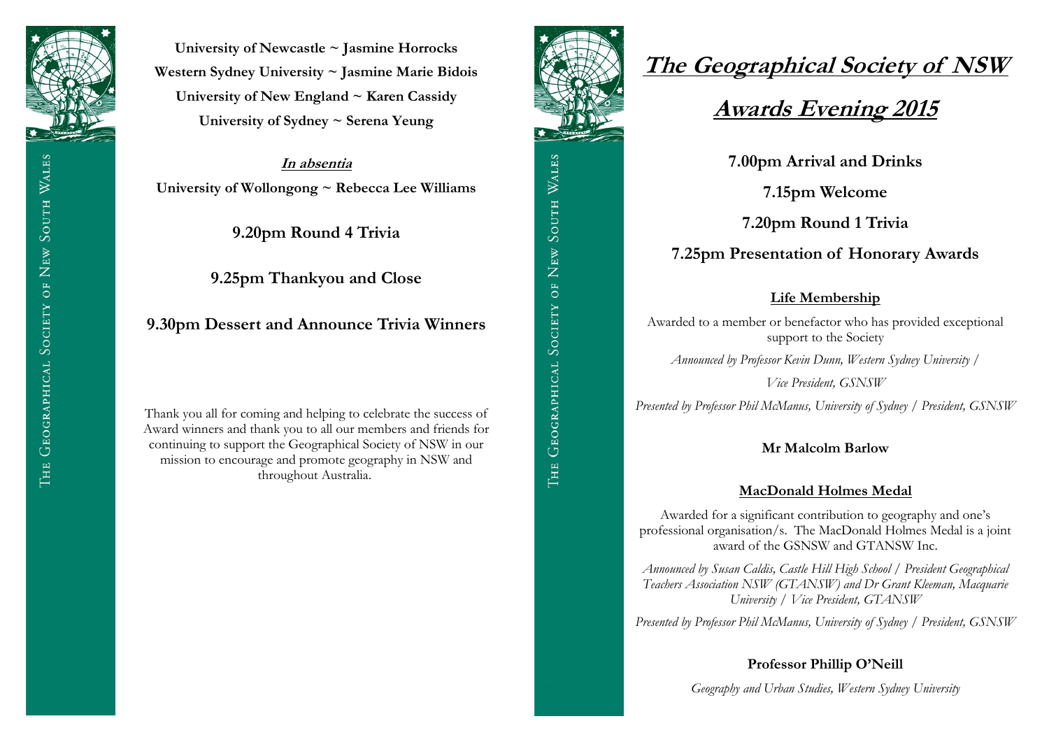University of Newcastle ~ Jasmine Horrocks

Western Sydney University ~ Jasmine Marie Bidois

University of New England ~ Karen Cassidy

University of Sydney ~ Serena Yeung

***In absentia***

**University of Wollongong ~ Rebecca Lee Williams**

**9.20pm Round 4 Trivia**

**9.25pm Thankyou and Close**

**9.30pm Dessert and Announce Trivia Winners**

Thank you all for coming and helping to celebrate the success of Award winners and thank you to all our members and friends for continuing to support the Geographical Society of NSW in our mission to encourage and promote geography in NSW and throughout Australia.

# The Geographical Society of NSW

## Awards Evening 2015

**7.00pm Arrival and Drinks**

**7.15pm Welcome**

**7.20pm Round 1 Trivia**

**7.25pm Presentation of Honorary Awards**

### Life Membership

Awarded to a member or benefactor who has provided exceptional support to the Society

*Announced by Professor Kevin Dunn, Western Sydney University / Vice President, GSNSW*

*Presented by Professor Phil McManus, University of Sydney / President, GSNSW*

**Mr Malcolm Barlow**

### MacDonald Holmes Medal

Awarded for a significant contribution to geography and one's professional organisation/s. The MacDonald Holmes Medal is a joint award of the GSNSW and GTANSW Inc.

*Announced by Susan Caldis, Castle Hill High School / President Geographical Teachers Association NSW (GTANSW) and Dr Grant Kleeman, Macquarie University / Vice President, GTANSW*

*Presented by Professor Phil McManus, University of Sydney / President, GSNSW*

**Professor Phillip O'Neill**

*Geography and Urban Studies, Western Sydney University*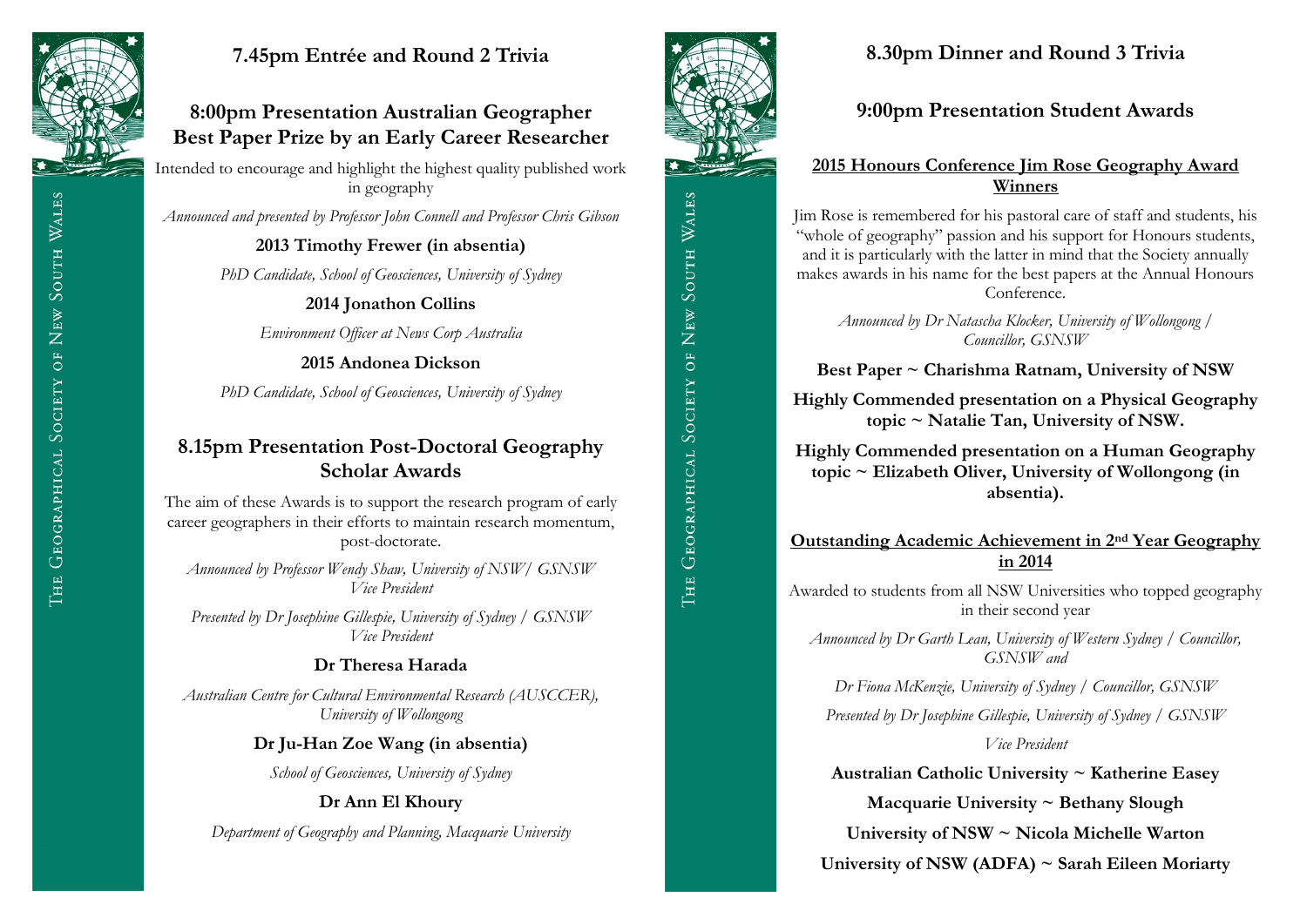## 7.45pm Entrée and Round 2 Trivia

## 8:00pm Presentation Australian Geographer Best Paper Prize by an Early Career Researcher

Intended to encourage and highlight the highest quality published work in geography

*Announced and presented by Professor John Connell and Professor Chris Gibson*

**2013 Timothy Frewer (in absentia)**

*PhD Candidate, School of Geosciences, University of Sydney*

**2014 Jonathon Collins**

*Environment Officer at News Corp Australia*

**2015 Andonea Dickson**

*PhD Candidate, School of Geosciences, University of Sydney*

## 8.15pm Presentation Post-Doctoral Geography Scholar Awards

The aim of these Awards is to support the research program of early career geographers in their efforts to maintain research momentum, post-doctorate.

*Announced by Professor Wendy Shaw, University of NSW/ GSNSW Vice President*

*Presented by Dr Josephine Gillespie, University of Sydney / GSNSW Vice President*

**Dr Theresa Harada**

*Australian Centre for Cultural Environmental Research (AUSCCER), University of Wollongong*

**Dr Ju-Han Zoe Wang (in absentia)**

*School of Geosciences, University of Sydney*

**Dr Ann El Khoury**

*Department of Geography and Planning, Macquarie University*

## 8.30pm Dinner and Round 3 Trivia

## 9:00pm Presentation Student Awards

### 2015 Honours Conference Jim Rose Geography Award Winners

Jim Rose is remembered for his pastoral care of staff and students, his "whole of geography" passion and his support for Honours students, and it is particularly with the latter in mind that the Society annually makes awards in his name for the best papers at the Annual Honours Conference.

*Announced by Dr Natascha Klocker, University of Wollongong / Councillor, GSNSW*

**Best Paper ~ Charishma Ratnam, University of NSW**

**Highly Commended presentation on a Physical Geography topic ~ Natalie Tan, University of NSW.**

**Highly Commended presentation on a Human Geography topic ~ Elizabeth Oliver, University of Wollongong (in absentia).**

### Outstanding Academic Achievement in 2nd Year Geography in 2014

Awarded to students from all NSW Universities who topped geography in their second year

*Announced by Dr Garth Lean, University of Western Sydney / Councillor, GSNSW and*

*Dr Fiona McKenzie, University of Sydney / Councillor, GSNSW*

*Presented by Dr Josephine Gillespie, University of Sydney / GSNSW Vice President*

**Australian Catholic University ~ Katherine Easey**

**Macquarie University ~ Bethany Slough**

**University of NSW ~ Nicola Michelle Warton**

**University of NSW (ADFA) ~ Sarah Eileen Moriarty**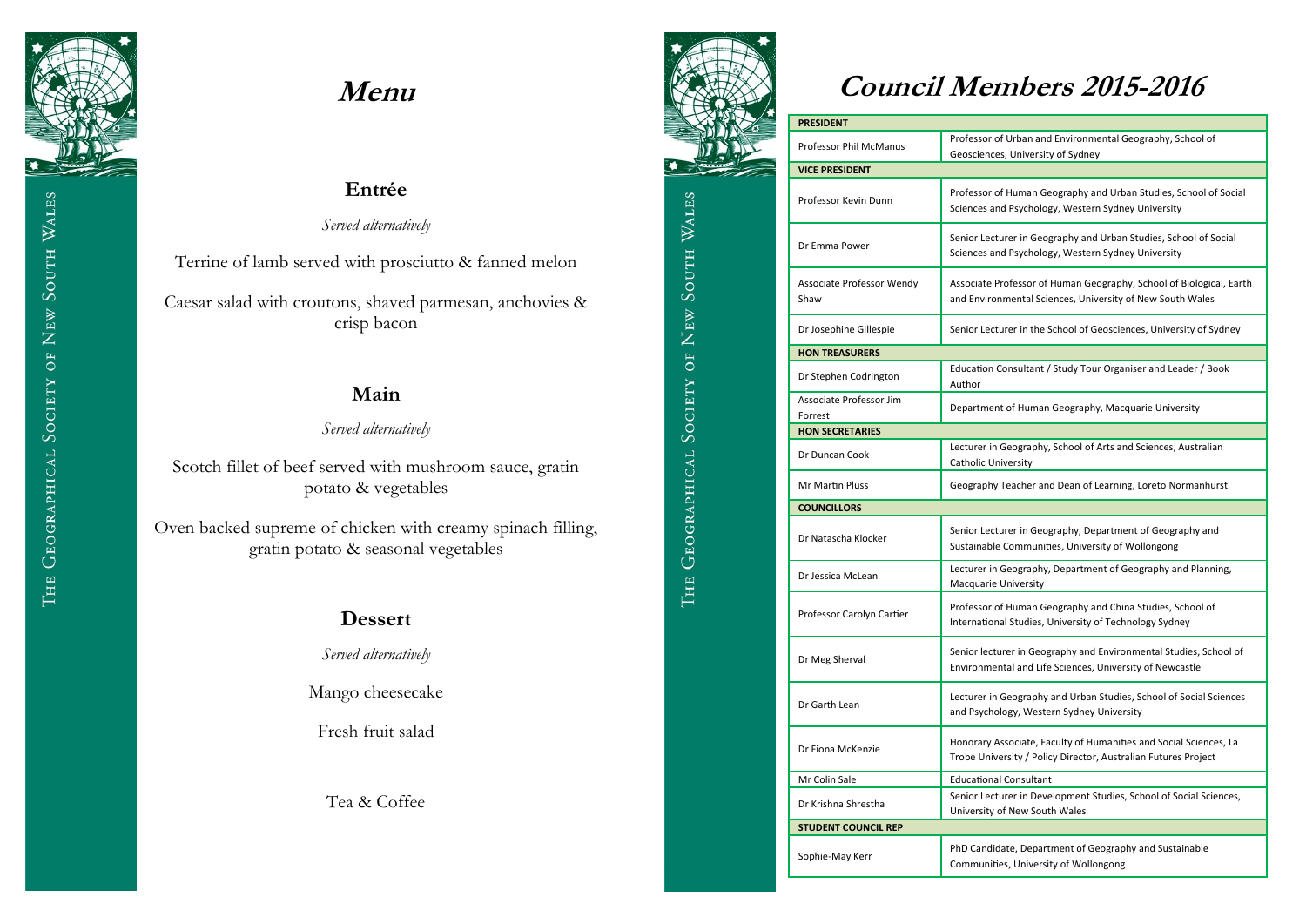The Geographical Society of New South Wales

# Menu

## Entrée

*Served alternatively*

Terrine of lamb served with prosciutto & fanned melon

Caesar salad with croutons, shaved parmesan, anchovies & crisp bacon

## Main

*Served alternatively*

Scotch fillet of beef served with mushroom sauce, gratin potato & vegetables

Oven backed supreme of chicken with creamy spinach filling, gratin potato & seasonal vegetables

## Dessert

*Served alternatively*

Mango cheesecake

Fresh fruit salad

Tea & Coffee

The Geographical Society of New South Wales

# Council Members 2015-2016

| | |
|---|---|
| **PRESIDENT** | |
| Professor Phil McManus | Professor of Urban and Environmental Geography, School of Geosciences, University of Sydney |
| **VICE PRESIDENT** | |
| Professor Kevin Dunn | Professor of Human Geography and Urban Studies, School of Social Sciences and Psychology, Western Sydney University |
| Dr Emma Power | Senior Lecturer in Geography and Urban Studies, School of Social Sciences and Psychology, Western Sydney University |
| Associate Professor Wendy Shaw | Associate Professor of Human Geography, School of Biological, Earth and Environmental Sciences, University of New South Wales |
| Dr Josephine Gillespie | Senior Lecturer in the School of Geosciences, University of Sydney |
| **HON TREASURERS** | |
| Dr Stephen Codrington | Education Consultant / Study Tour Organiser and Leader / Book Author |
| Associate Professor Jim Forrest | Department of Human Geography, Macquarie University |
| **HON SECRETARIES** | |
| Dr Duncan Cook | Lecturer in Geography, School of Arts and Sciences, Australian Catholic University |
| Mr Martin Plüss | Geography Teacher and Dean of Learning, Loreto Normanhurst |
| **COUNCILLORS** | |
| Dr Natascha Klocker | Senior Lecturer in Geography, Department of Geography and Sustainable Communities, University of Wollongong |
| Dr Jessica McLean | Lecturer in Geography, Department of Geography and Planning, Macquarie University |
| Professor Carolyn Cartier | Professor of Human Geography and China Studies, School of International Studies, University of Technology Sydney |
| Dr Meg Sherval | Senior lecturer in Geography and Environmental Studies, School of Environmental and Life Sciences, University of Newcastle |
| Dr Garth Lean | Lecturer in Geography and Urban Studies, School of Social Sciences and Psychology, Western Sydney University |
| Dr Fiona McKenzie | Honorary Associate, Faculty of Humanities and Social Sciences, La Trobe University / Policy Director, Australian Futures Project |
| Mr Colin Sale | Educational Consultant |
| Dr Krishna Shrestha | Senior Lecturer in Development Studies, School of Social Sciences, University of New South Wales |
| **STUDENT COUNCIL REP** | |
| Sophie-May Kerr | PhD Candidate, Department of Geography and Sustainable Communities, University of Wollongong |